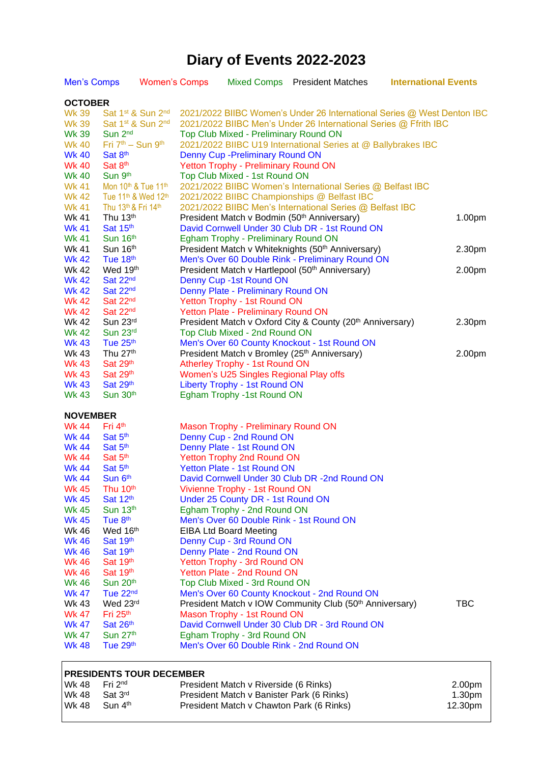# Diary of Events 2022-2023

Men's Comps    Women's Comps    Mixed Comps    President Matches    **International Events**

## OCTOBER

| Wk | Date | Event | Time |
|---|---|---|---|
| Wk 39 | Sat 1st & Sun 2nd | 2021/2022 BIIBC Women's Under 26 International Series @ West Denton IBC | |
| Wk 39 | Sat 1st & Sun 2nd | 2021/2022 BIIBC Men's Under 26 International Series @ Ffrith IBC | |
| Wk 39 | Sun 2nd | Top Club Mixed - Preliminary Round ON | |
| Wk 40 | Fri 7th – Sun 9th | 2021/2022 BIIBC U19 International Series at @ Ballybrakes IBC | |
| Wk 40 | Sat 8th | Denny Cup -Preliminary Round ON | |
| Wk 40 | Sat 8th | Yetton Trophy - Preliminary Round ON | |
| Wk 40 | Sun 9th | Top Club Mixed - 1st Round ON | |
| Wk 41 | Mon 10th & Tue 11th | 2021/2022 BIIBC Women's International Series @ Belfast IBC | |
| Wk 42 | Tue 11th & Wed 12th | 2021/2022 BIIBC Championships @ Belfast IBC | |
| Wk 41 | Thu 13th & Fri 14th | 2021/2022 BIIBC Men's International Series @ Belfast IBC | |
| Wk 41 | Thu 13th | President Match v Bodmin (50th Anniversary) | 1.00pm |
| Wk 41 | Sat 15th | David Cornwell Under 30 Club DR - 1st Round ON | |
| Wk 41 | Sun 16th | Egham Trophy - Preliminary Round ON | |
| Wk 41 | Sun 16th | President Match v Whiteknights (50th Anniversary) | 2.30pm |
| Wk 42 | Tue 18th | Men's Over 60 Double Rink - Preliminary Round ON | |
| Wk 42 | Wed 19th | President Match v Hartlepool (50th Anniversary) | 2.00pm |
| Wk 42 | Sat 22nd | Denny Cup -1st Round ON | |
| Wk 42 | Sat 22nd | Denny Plate - Preliminary Round ON | |
| Wk 42 | Sat 22nd | Yetton Trophy - 1st Round ON | |
| Wk 42 | Sat 22nd | Yetton Plate - Preliminary Round ON | |
| Wk 42 | Sun 23rd | President Match v Oxford City & County (20th Anniversary) | 2.30pm |
| Wk 42 | Sun 23rd | Top Club Mixed - 2nd Round ON | |
| Wk 43 | Tue 25th | Men's Over 60 County Knockout - 1st Round ON | |
| Wk 43 | Thu 27th | President Match v Bromley (25th Anniversary) | 2.00pm |
| Wk 43 | Sat 29th | Atherley Trophy - 1st Round ON | |
| Wk 43 | Sat 29th | Women's U25 Singles Regional Play offs | |
| Wk 43 | Sat 29th | Liberty Trophy - 1st Round ON | |
| Wk 43 | Sun 30th | Egham Trophy -1st Round ON | |

## NOVEMBER

| Wk | Date | Event | Time |
|---|---|---|---|
| Wk 44 | Fri 4th | Mason Trophy - Preliminary Round ON | |
| Wk 44 | Sat 5th | Denny Cup - 2nd Round ON | |
| Wk 44 | Sat 5th | Denny Plate - 1st Round ON | |
| Wk 44 | Sat 5th | Yetton Trophy 2nd Round ON | |
| Wk 44 | Sat 5th | Yetton Plate - 1st Round ON | |
| Wk 44 | Sun 6th | David Cornwell Under 30 Club DR -2nd Round ON | |
| Wk 45 | Thu 10th | Vivienne Trophy - 1st Round ON | |
| Wk 45 | Sat 12th | Under 25 County DR - 1st Round ON | |
| Wk 45 | Sun 13th | Egham Trophy - 2nd Round ON | |
| Wk 45 | Tue 8th | Men's Over 60 Double Rink - 1st Round ON | |
| Wk 46 | Wed 16th | EIBA Ltd Board Meeting | |
| Wk 46 | Sat 19th | Denny Cup - 3rd Round ON | |
| Wk 46 | Sat 19th | Denny Plate - 2nd Round ON | |
| Wk 46 | Sat 19th | Yetton Trophy - 3rd Round ON | |
| Wk 46 | Sat 19th | Yetton Plate - 2nd Round ON | |
| Wk 46 | Sun 20th | Top Club Mixed - 3rd Round ON | |
| Wk 47 | Tue 22nd | Men's Over 60 County Knockout - 2nd Round ON | |
| Wk 43 | Wed 23rd | President Match v IOW Community Club (50th Anniversary) | TBC |
| Wk 47 | Fri 25th | Mason Trophy - 1st Round ON | |
| Wk 47 | Sat 26th | David Cornwell Under 30 Club DR - 3rd Round ON | |
| Wk 47 | Sun 27th | Egham Trophy - 3rd Round ON | |
| Wk 48 | Tue 29th | Men's Over 60 Double Rink - 2nd Round ON | |

## PRESIDENTS TOUR DECEMBER

| Wk | Date | Event | Time |
|---|---|---|---|
| Wk 48 | Fri 2nd | President Match v Riverside (6 Rinks) | 2.00pm |
| Wk 48 | Sat 3rd | President Match v Banister Park (6 Rinks) | 1.30pm |
| Wk 48 | Sun 4th | President Match v Chawton Park (6 Rinks) | 12.30pm |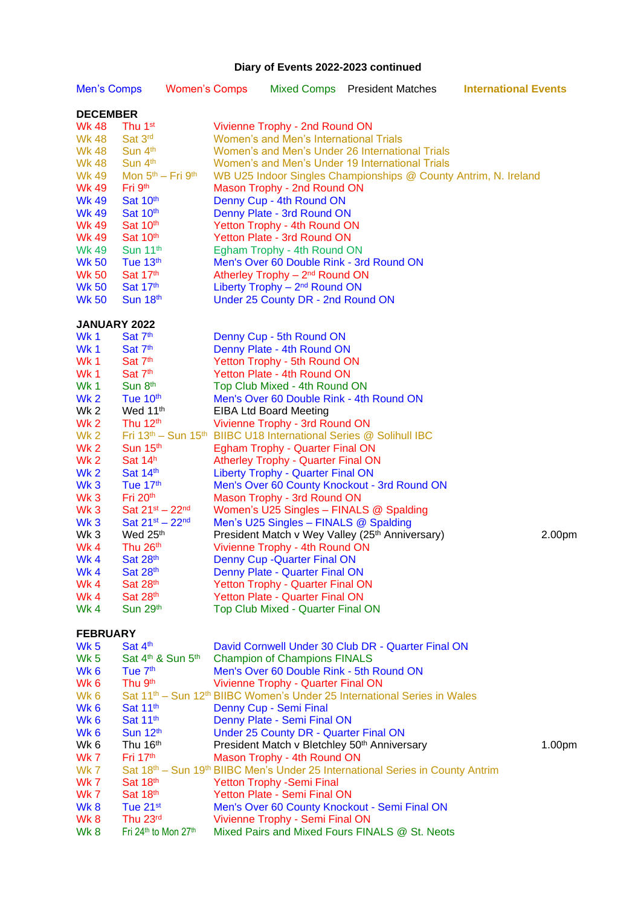## Diary of Events 2022-2023 continued

Men's Comps | Women's Comps | Mixed Comps | President Matches | International Events

### DECEMBER

| Wk | Date | Event | Time |
|---|---|---|---|
| Wk 48 | Thu 1st | Vivienne Trophy - 2nd Round ON | |
| Wk 48 | Sat 3rd | Women's and Men's International Trials | |
| Wk 48 | Sun 4th | Women's and Men's Under 26 International Trials | |
| Wk 48 | Sun 4th | Women's and Men's Under 19 International Trials | |
| Wk 49 | Mon 5th – Fri 9th | WB U25 Indoor Singles Championships @ County Antrim, N. Ireland | |
| Wk 49 | Fri 9th | Mason Trophy - 2nd Round ON | |
| Wk 49 | Sat 10th | Denny Cup - 4th Round ON | |
| Wk 49 | Sat 10th | Denny Plate - 3rd Round ON | |
| Wk 49 | Sat 10th | Yetton Trophy - 4th Round ON | |
| Wk 49 | Sat 10th | Yetton Plate - 3rd Round ON | |
| Wk 49 | Sun 11th | Egham Trophy - 4th Round ON | |
| Wk 50 | Tue 13th | Men's Over 60 Double Rink - 3rd Round ON | |
| Wk 50 | Sat 17th | Atherley Trophy – 2nd Round ON | |
| Wk 50 | Sat 17th | Liberty Trophy – 2nd Round ON | |
| Wk 50 | Sun 18th | Under 25 County DR - 2nd Round ON | |

### JANUARY 2022

| Wk | Date | Event | Time |
|---|---|---|---|
| Wk 1 | Sat 7th | Denny Cup - 5th Round ON | |
| Wk 1 | Sat 7th | Denny Plate - 4th Round ON | |
| Wk 1 | Sat 7th | Yetton Trophy - 5th Round ON | |
| Wk 1 | Sat 7th | Yetton Plate - 4th Round ON | |
| Wk 1 | Sun 8th | Top Club Mixed - 4th Round ON | |
| Wk 2 | Tue 10th | Men's Over 60 Double Rink - 4th Round ON | |
| Wk 2 | Wed 11th | EIBA Ltd Board Meeting | |
| Wk 2 | Thu 12th | Vivienne Trophy - 3rd Round ON | |
| Wk 2 | Fri 13th – Sun 15th | BIIBC U18 International Series @ Solihull IBC | |
| Wk 2 | Sun 15th | Egham Trophy - Quarter Final ON | |
| Wk 2 | Sat 14h | Atherley Trophy - Quarter Final ON | |
| Wk 2 | Sat 14th | Liberty Trophy - Quarter Final ON | |
| Wk 3 | Tue 17th | Men's Over 60 County Knockout - 3rd Round ON | |
| Wk 3 | Fri 20th | Mason Trophy - 3rd Round ON | |
| Wk 3 | Sat 21st – 22nd | Women's U25 Singles – FINALS @ Spalding | |
| Wk 3 | Sat 21st – 22nd | Men's U25 Singles – FINALS @ Spalding | |
| Wk 3 | Wed 25th | President Match v Wey Valley (25th Anniversary) | 2.00pm |
| Wk 4 | Thu 26th | Vivienne Trophy - 4th Round ON | |
| Wk 4 | Sat 28th | Denny Cup -Quarter Final ON | |
| Wk 4 | Sat 28th | Denny Plate - Quarter Final ON | |
| Wk 4 | Sat 28th | Yetton Trophy - Quarter Final ON | |
| Wk 4 | Sat 28th | Yetton Plate - Quarter Final ON | |
| Wk 4 | Sun 29th | Top Club Mixed - Quarter Final ON | |

### FEBRUARY

| Wk | Date | Event | Time |
|---|---|---|---|
| Wk 5 | Sat 4th | David Cornwell Under 30 Club DR - Quarter Final ON | |
| Wk 5 | Sat 4th & Sun 5th | Champion of Champions FINALS | |
| Wk 6 | Tue 7th | Men's Over 60 Double Rink - 5th Round ON | |
| Wk 6 | Thu 9th | Vivienne Trophy - Quarter Final ON | |
| Wk 6 | Sat 11th – Sun 12th | BIIBC Women's Under 25 International Series in Wales | |
| Wk 6 | Sat 11th | Denny Cup - Semi Final | |
| Wk 6 | Sat 11th | Denny Plate - Semi Final ON | |
| Wk 6 | Sun 12th | Under 25 County DR - Quarter Final ON | |
| Wk 6 | Thu 16th | President Match v Bletchley 50th Anniversary | 1.00pm |
| Wk 7 | Fri 17th | Mason Trophy - 4th Round ON | |
| Wk 7 | Sat 18th – Sun 19th | BIIBC Men's Under 25 International Series in County Antrim | |
| Wk 7 | Sat 18th | Yetton Trophy -Semi Final | |
| Wk 7 | Sat 18th | Yetton Plate - Semi Final ON | |
| Wk 8 | Tue 21st | Men's Over 60 County Knockout - Semi Final ON | |
| Wk 8 | Thu 23rd | Vivienne Trophy - Semi Final ON | |
| Wk 8 | Fri 24th to Mon 27th | Mixed Pairs and Mixed Fours FINALS @ St. Neots | |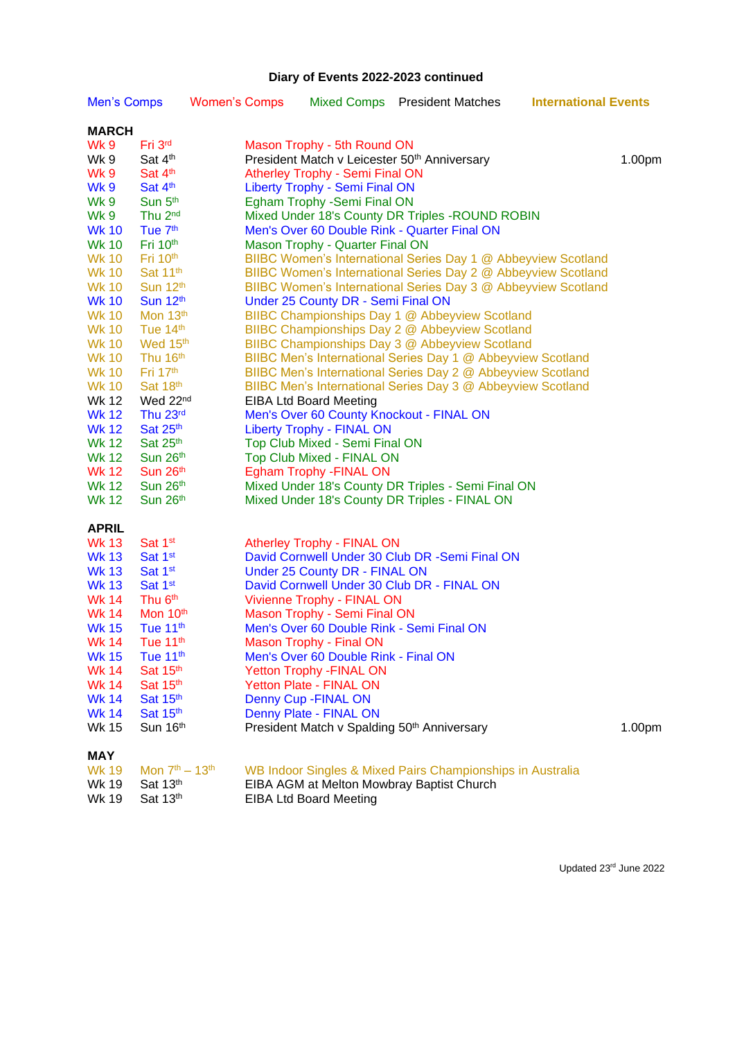## Diary of Events 2022-2023 continued

Men's Comps    Women's Comps    Mixed Comps    President Matches    **International Events**

**MARCH**

| | | | |
|---|---|---|---|
| Wk 9 | Fri 3rd | Mason Trophy - 5th Round ON | |
| Wk 9 | Sat 4th | President Match v Leicester 50th Anniversary | 1.00pm |
| Wk 9 | Sat 4th | Atherley Trophy - Semi Final ON | |
| Wk 9 | Sat 4th | Liberty Trophy - Semi Final ON | |
| Wk 9 | Sun 5th | Egham Trophy -Semi Final ON | |
| Wk 9 | Thu 2nd | Mixed Under 18's County DR Triples -ROUND ROBIN | |
| Wk 10 | Tue 7th | Men's Over 60 Double Rink - Quarter Final ON | |
| Wk 10 | Fri 10th | Mason Trophy - Quarter Final ON | |
| Wk 10 | Fri 10th | BIIBC Women's International Series Day 1 @ Abbeyview Scotland | |
| Wk 10 | Sat 11th | BIIBC Women's International Series Day 2 @ Abbeyview Scotland | |
| Wk 10 | Sun 12th | BIIBC Women's International Series Day 3 @ Abbeyview Scotland | |
| Wk 10 | Sun 12th | Under 25 County DR - Semi Final ON | |
| Wk 10 | Mon 13th | BIIBC Championships Day 1 @ Abbeyview Scotland | |
| Wk 10 | Tue 14th | BIIBC Championships Day 2 @ Abbeyview Scotland | |
| Wk 10 | Wed 15th | BIIBC Championships Day 3 @ Abbeyview Scotland | |
| Wk 10 | Thu 16th | BIIBC Men's International Series Day 1 @ Abbeyview Scotland | |
| Wk 10 | Fri 17th | BIIBC Men's International Series Day 2 @ Abbeyview Scotland | |
| Wk 10 | Sat 18th | BIIBC Men's International Series Day 3 @ Abbeyview Scotland | |
| Wk 12 | Wed 22nd | EIBA Ltd Board Meeting | |
| Wk 12 | Thu 23rd | Men's Over 60 County Knockout - FINAL ON | |
| Wk 12 | Sat 25th | Liberty Trophy - FINAL ON | |
| Wk 12 | Sat 25th | Top Club Mixed - Semi Final ON | |
| Wk 12 | Sun 26th | Top Club Mixed - FINAL ON | |
| Wk 12 | Sun 26th | Egham Trophy -FINAL ON | |
| Wk 12 | Sun 26th | Mixed Under 18's County DR Triples - Semi Final ON | |
| Wk 12 | Sun 26th | Mixed Under 18's County DR Triples - FINAL ON | |

**APRIL**

| | | | |
|---|---|---|---|
| Wk 13 | Sat 1st | Atherley Trophy - FINAL ON | |
| Wk 13 | Sat 1st | David Cornwell Under 30 Club DR -Semi Final ON | |
| Wk 13 | Sat 1st | Under 25 County DR - FINAL ON | |
| Wk 13 | Sat 1st | David Cornwell Under 30 Club DR - FINAL ON | |
| Wk 14 | Thu 6th | Vivienne Trophy - FINAL ON | |
| Wk 14 | Mon 10th | Mason Trophy - Semi Final ON | |
| Wk 15 | Tue 11th | Men's Over 60 Double Rink - Semi Final ON | |
| Wk 14 | Tue 11th | Mason Trophy - Final ON | |
| Wk 15 | Tue 11th | Men's Over 60 Double Rink - Final ON | |
| Wk 14 | Sat 15th | Yetton Trophy -FINAL ON | |
| Wk 14 | Sat 15th | Yetton Plate - FINAL ON | |
| Wk 14 | Sat 15th | Denny Cup -FINAL ON | |
| Wk 14 | Sat 15th | Denny Plate - FINAL ON | |
| Wk 15 | Sun 16th | President Match v Spalding 50th Anniversary | 1.00pm |

**MAY**

| | | | |
|---|---|---|---|
| Wk 19 | Mon 7th – 13th | WB Indoor Singles & Mixed Pairs Championships in Australia | |
| Wk 19 | Sat 13th | EIBA AGM at Melton Mowbray Baptist Church | |
| Wk 19 | Sat 13th | EIBA Ltd Board Meeting | |

Updated 23rd June 2022